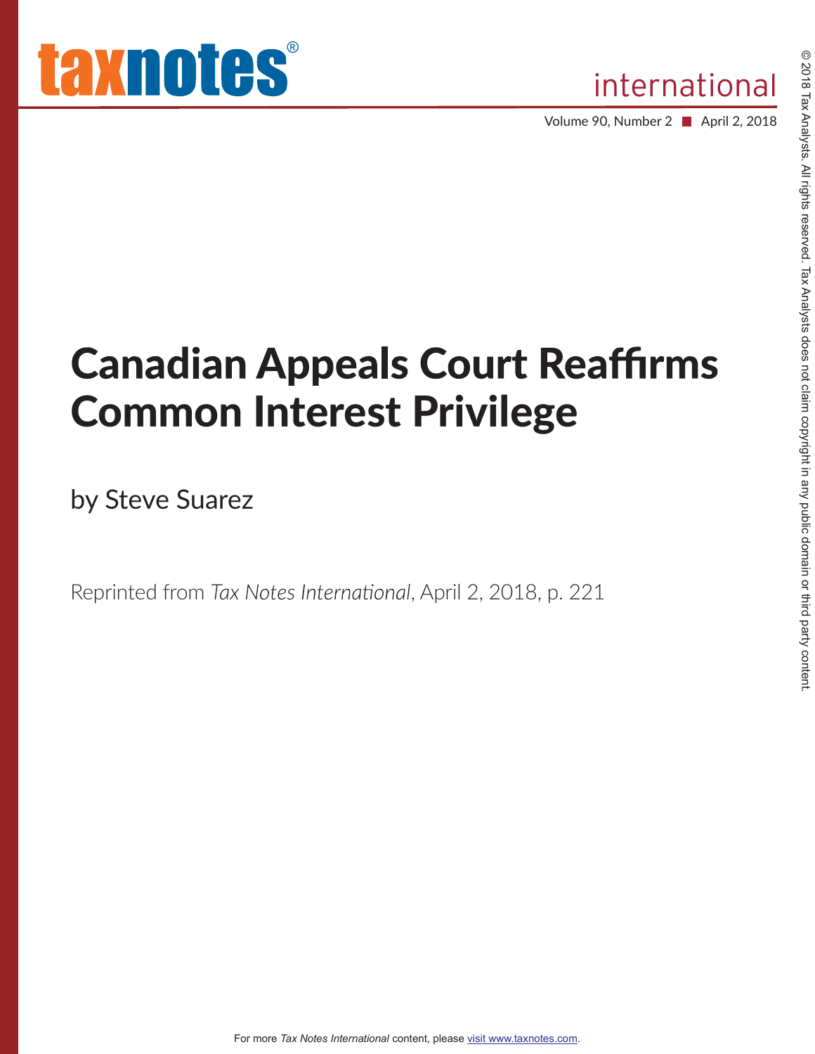# Canadian Appeals Court Reaffirms Common Interest Privilege

by Steve Suarez

Reprinted from *Tax Notes International*, April 2, 2018, p. 221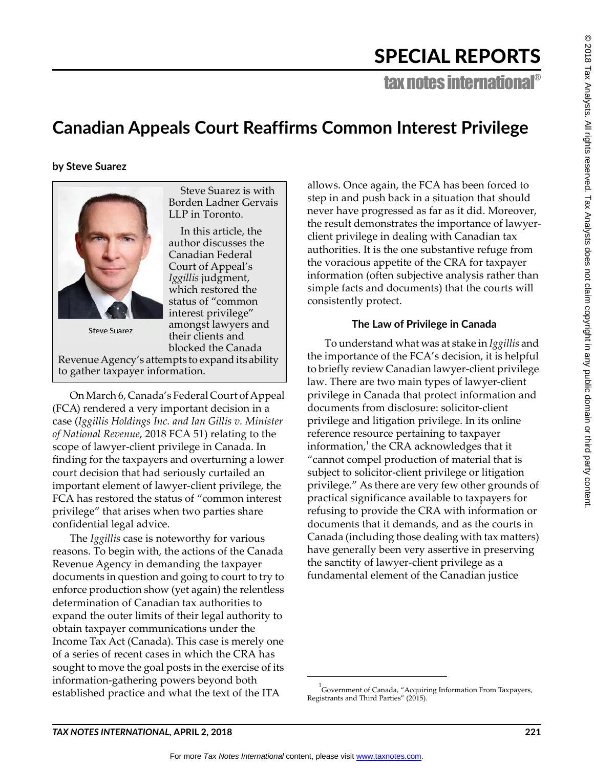# SPECIAL REPORTS

# Canadian Appeals Court Reaffirms Common Interest Privilege

**by Steve Suarez**

Steve Suarez

Steve Suarez is with Borden Ladner Gervais LLP in Toronto.

In this article, the author discusses the Canadian Federal Court of Appeal's *Iggillis* judgment, which restored the status of "common interest privilege" amongst lawyers and their clients and blocked the Canada Revenue Agency's attempts to expand its ability to gather taxpayer information.

On March 6, Canada's Federal Court of Appeal (FCA) rendered a very important decision in a case (*Iggillis Holdings Inc. and Ian Gillis v. Minister of National Revenue*, 2018 FCA 51) relating to the scope of lawyer-client privilege in Canada. In finding for the taxpayers and overturning a lower court decision that had seriously curtailed an important element of lawyer-client privilege, the FCA has restored the status of "common interest privilege" that arises when two parties share confidential legal advice.

The *Iggillis* case is noteworthy for various reasons. To begin with, the actions of the Canada Revenue Agency in demanding the taxpayer documents in question and going to court to try to enforce production show (yet again) the relentless determination of Canadian tax authorities to expand the outer limits of their legal authority to obtain taxpayer communications under the Income Tax Act (Canada). This case is merely one of a series of recent cases in which the CRA has sought to move the goal posts in the exercise of its information-gathering powers beyond both established practice and what the text of the ITA allows. Once again, the FCA has been forced to step in and push back in a situation that should never have progressed as far as it did. Moreover, the result demonstrates the importance of lawyer-client privilege in dealing with Canadian tax authorities. It is the one substantive refuge from the voracious appetite of the CRA for taxpayer information (often subjective analysis rather than simple facts and documents) that the courts will consistently protect.

## The Law of Privilege in Canada

To understand what was at stake in *Iggillis* and the importance of the FCA's decision, it is helpful to briefly review Canadian lawyer-client privilege law. There are two main types of lawyer-client privilege in Canada that protect information and documents from disclosure: solicitor-client privilege and litigation privilege. In its online reference resource pertaining to taxpayer information,[1] the CRA acknowledges that it "cannot compel production of material that is subject to solicitor-client privilege or litigation privilege." As there are very few other grounds of practical significance available to taxpayers for refusing to provide the CRA with information or documents that it demands, and as the courts in Canada (including those dealing with tax matters) have generally been very assertive in preserving the sanctity of lawyer-client privilege as a fundamental element of the Canadian justice

[1] Government of Canada, "Acquiring Information From Taxpayers, Registrants and Third Parties" (2015).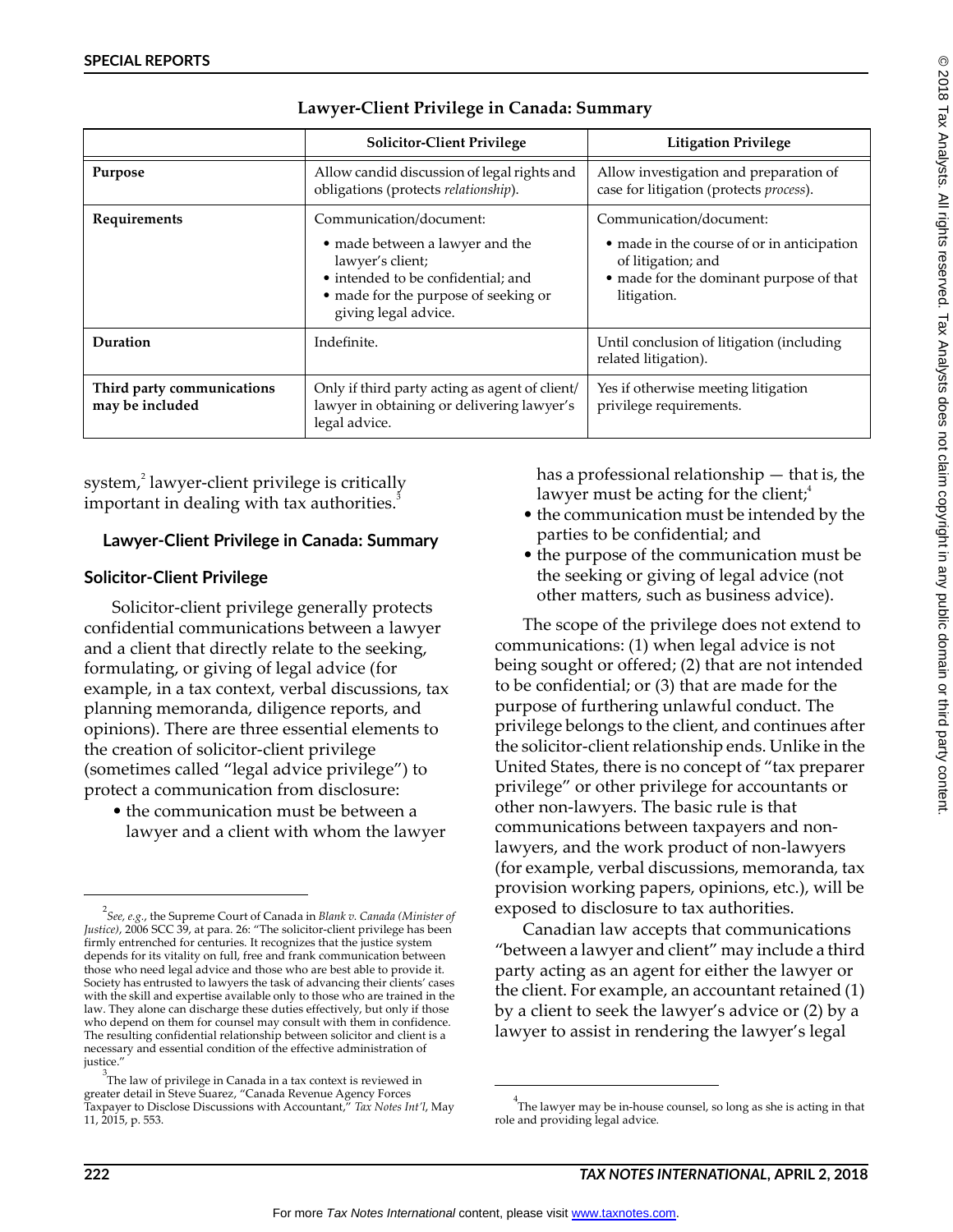**Lawyer-Client Privilege in Canada: Summary**

| | Solicitor-Client Privilege | Litigation Privilege |
|---|---|---|
| **Purpose** | Allow candid discussion of legal rights and obligations (protects *relationship*). | Allow investigation and preparation of case for litigation (protects *process*). |
| **Requirements** | Communication/document: • made between a lawyer and the lawyer's client; • intended to be confidential; and • made for the purpose of seeking or giving legal advice. | Communication/document: • made in the course of or in anticipation of litigation; and • made for the dominant purpose of that litigation. |
| **Duration** | Indefinite. | Until conclusion of litigation (including related litigation). |
| **Third party communications may be included** | Only if third party acting as agent of client/lawyer in obtaining or delivering lawyer's legal advice. | Yes if otherwise meeting litigation privilege requirements. |

system,[2] lawyer-client privilege is critically important in dealing with tax authorities.[3]

## Lawyer-Client Privilege in Canada: Summary

### Solicitor-Client Privilege

Solicitor-client privilege generally protects confidential communications between a lawyer and a client that directly relate to the seeking, formulating, or giving of legal advice (for example, in a tax context, verbal discussions, tax planning memoranda, diligence reports, and opinions). There are three essential elements to the creation of solicitor-client privilege (sometimes called "legal advice privilege") to protect a communication from disclosure:

- the communication must be between a lawyer and a client with whom the lawyer has a professional relationship — that is, the lawyer must be acting for the client;[4]
- the communication must be intended by the parties to be confidential; and
- the purpose of the communication must be the seeking or giving of legal advice (not other matters, such as business advice).

The scope of the privilege does not extend to communications: (1) when legal advice is not being sought or offered; (2) that are not intended to be confidential; or (3) that are made for the purpose of furthering unlawful conduct. The privilege belongs to the client, and continues after the solicitor-client relationship ends. Unlike in the United States, there is no concept of "tax preparer privilege" or other privilege for accountants or other non-lawyers. The basic rule is that communications between taxpayers and non-lawyers, and the work product of non-lawyers (for example, verbal discussions, memoranda, tax provision working papers, opinions, etc.), will be exposed to disclosure to tax authorities.

Canadian law accepts that communications "between a lawyer and client" may include a third party acting as an agent for either the lawyer or the client. For example, an accountant retained (1) by a client to seek the lawyer's advice or (2) by a lawyer to assist in rendering the lawyer's legal

---

[2] *See, e.g.*, the Supreme Court of Canada in *Blank v. Canada (Minister of Justice)*, 2006 SCC 39, at para. 26: "The solicitor-client privilege has been firmly entrenched for centuries. It recognizes that the justice system depends for its vitality on full, free and frank communication between those who need legal advice and those who are best able to provide it. Society has entrusted to lawyers the task of advancing their clients' cases with the skill and expertise available only to those who are trained in the law. They alone can discharge these duties effectively, but only if those who depend on them for counsel may consult with them in confidence. The resulting confidential relationship between solicitor and client is a necessary and essential condition of the effective administration of justice."

[3] The law of privilege in Canada in a tax context is reviewed in greater detail in Steve Suarez, "Canada Revenue Agency Forces Taxpayer to Disclose Discussions with Accountant," *Tax Notes Int'l*, May 11, 2015, p. 553.

[4] The lawyer may be in-house counsel, so long as she is acting in that role and providing legal advice.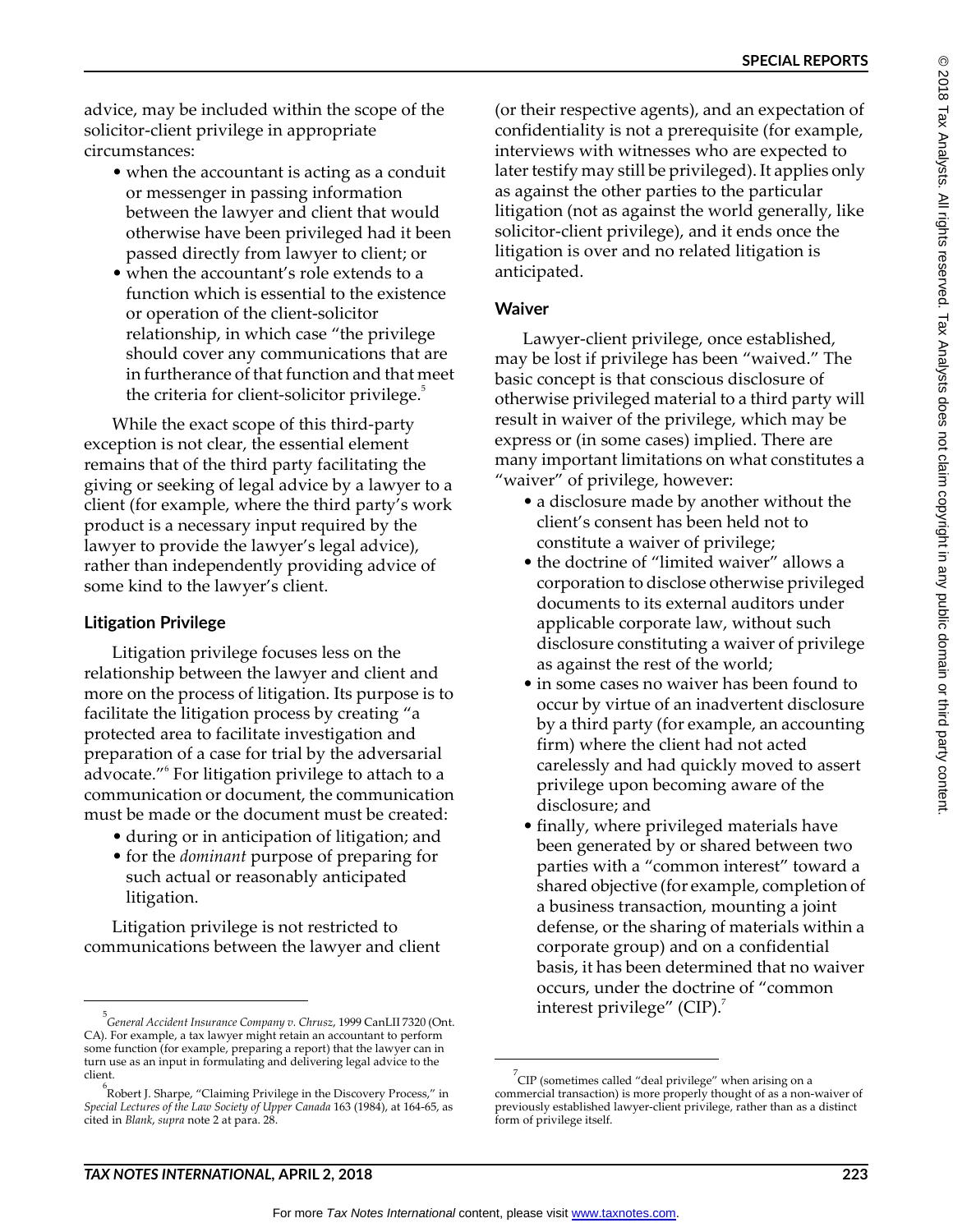advice, may be included within the scope of the solicitor-client privilege in appropriate circumstances:

- when the accountant is acting as a conduit or messenger in passing information between the lawyer and client that would otherwise have been privileged had it been passed directly from lawyer to client; or
- when the accountant's role extends to a function which is essential to the existence or operation of the client-solicitor relationship, in which case "the privilege should cover any communications that are in furtherance of that function and that meet the criteria for client-solicitor privilege.[5]

While the exact scope of this third-party exception is not clear, the essential element remains that of the third party facilitating the giving or seeking of legal advice by a lawyer to a client (for example, where the third party's work product is a necessary input required by the lawyer to provide the lawyer's legal advice), rather than independently providing advice of some kind to the lawyer's client.

### Litigation Privilege

Litigation privilege focuses less on the relationship between the lawyer and client and more on the process of litigation. Its purpose is to facilitate the litigation process by creating "a protected area to facilitate investigation and preparation of a case for trial by the adversarial advocate."[6] For litigation privilege to attach to a communication or document, the communication must be made or the document must be created:

- during or in anticipation of litigation; and
- for the *dominant* purpose of preparing for such actual or reasonably anticipated litigation.

Litigation privilege is not restricted to communications between the lawyer and client (or their respective agents), and an expectation of confidentiality is not a prerequisite (for example, interviews with witnesses who are expected to later testify may still be privileged). It applies only as against the other parties to the particular litigation (not as against the world generally, like solicitor-client privilege), and it ends once the litigation is over and no related litigation is anticipated.

### Waiver

Lawyer-client privilege, once established, may be lost if privilege has been "waived." The basic concept is that conscious disclosure of otherwise privileged material to a third party will result in waiver of the privilege, which may be express or (in some cases) implied. There are many important limitations on what constitutes a "waiver" of privilege, however:

- a disclosure made by another without the client's consent has been held not to constitute a waiver of privilege;
- the doctrine of "limited waiver" allows a corporation to disclose otherwise privileged documents to its external auditors under applicable corporate law, without such disclosure constituting a waiver of privilege as against the rest of the world;
- in some cases no waiver has been found to occur by virtue of an inadvertent disclosure by a third party (for example, an accounting firm) where the client had not acted carelessly and had quickly moved to assert privilege upon becoming aware of the disclosure; and
- finally, where privileged materials have been generated by or shared between two parties with a "common interest" toward a shared objective (for example, completion of a business transaction, mounting a joint defense, or the sharing of materials within a corporate group) and on a confidential basis, it has been determined that no waiver occurs, under the doctrine of "common interest privilege" (CIP).[7]

---

[5] *General Accident Insurance Company v. Chrusz*, 1999 CanLII 7320 (Ont. CA). For example, a tax lawyer might retain an accountant to perform some function (for example, preparing a report) that the lawyer can in turn use as an input in formulating and delivering legal advice to the client.

[6] Robert J. Sharpe, "Claiming Privilege in the Discovery Process," in *Special Lectures of the Law Society of Upper Canada* 163 (1984), at 164-65, as cited in *Blank*, *supra* note 2 at para. 28.

[7] CIP (sometimes called "deal privilege" when arising on a commercial transaction) is more properly thought of as a non-waiver of previously established lawyer-client privilege, rather than as a distinct form of privilege itself.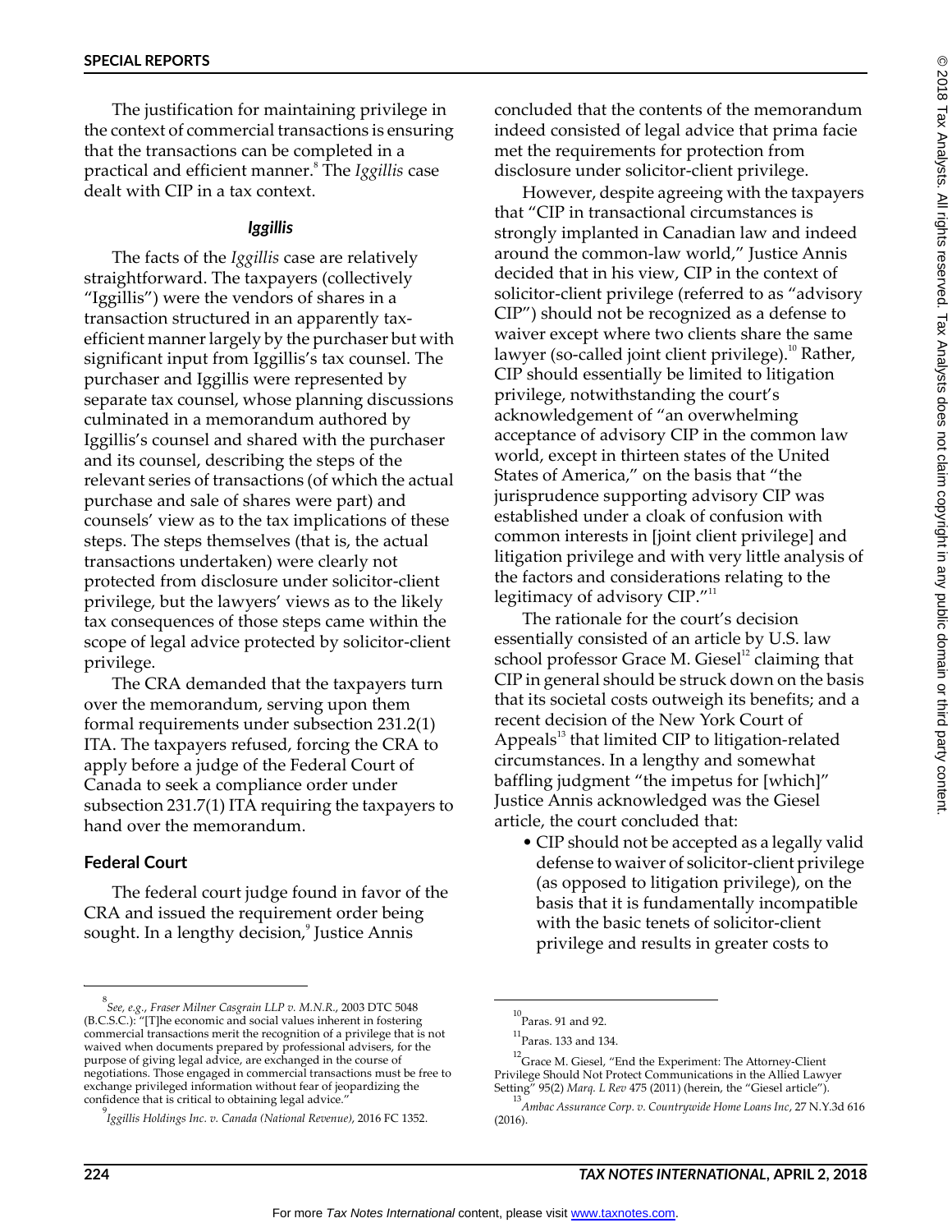The justification for maintaining privilege in the context of commercial transactions is ensuring that the transactions can be completed in a practical and efficient manner.[8] The *Iggillis* case dealt with CIP in a tax context.

### *Iggillis*

The facts of the *Iggillis* case are relatively straightforward. The taxpayers (collectively "Iggillis") were the vendors of shares in a transaction structured in an apparently tax-efficient manner largely by the purchaser but with significant input from Iggillis's tax counsel. The purchaser and Iggillis were represented by separate tax counsel, whose planning discussions culminated in a memorandum authored by Iggillis's counsel and shared with the purchaser and its counsel, describing the steps of the relevant series of transactions (of which the actual purchase and sale of shares were part) and counsels' view as to the tax implications of these steps. The steps themselves (that is, the actual transactions undertaken) were clearly not protected from disclosure under solicitor-client privilege, but the lawyers' views as to the likely tax consequences of those steps came within the scope of legal advice protected by solicitor-client privilege.

The CRA demanded that the taxpayers turn over the memorandum, serving upon them formal requirements under subsection 231.2(1) ITA. The taxpayers refused, forcing the CRA to apply before a judge of the Federal Court of Canada to seek a compliance order under subsection 231.7(1) ITA requiring the taxpayers to hand over the memorandum.

#### Federal Court

The federal court judge found in favor of the CRA and issued the requirement order being sought. In a lengthy decision,[9] Justice Annis concluded that the contents of the memorandum indeed consisted of legal advice that prima facie met the requirements for protection from disclosure under solicitor-client privilege.

However, despite agreeing with the taxpayers that "CIP in transactional circumstances is strongly implanted in Canadian law and indeed around the common-law world," Justice Annis decided that in his view, CIP in the context of solicitor-client privilege (referred to as "advisory CIP") should not be recognized as a defense to waiver except where two clients share the same lawyer (so-called joint client privilege).[10] Rather, CIP should essentially be limited to litigation privilege, notwithstanding the court's acknowledgement of "an overwhelming acceptance of advisory CIP in the common law world, except in thirteen states of the United States of America," on the basis that "the jurisprudence supporting advisory CIP was established under a cloak of confusion with common interests in [joint client privilege] and litigation privilege and with very little analysis of the factors and considerations relating to the legitimacy of advisory CIP."[11]

The rationale for the court's decision essentially consisted of an article by U.S. law school professor Grace M. Giesel[12] claiming that CIP in general should be struck down on the basis that its societal costs outweigh its benefits; and a recent decision of the New York Court of Appeals[13] that limited CIP to litigation-related circumstances. In a lengthy and somewhat baffling judgment "the impetus for [which]" Justice Annis acknowledged was the Giesel article, the court concluded that:

- CIP should not be accepted as a legally valid defense to waiver of solicitor-client privilege (as opposed to litigation privilege), on the basis that it is fundamentally incompatible with the basic tenets of solicitor-client privilege and results in greater costs to

---

[8] *See, e.g.*, *Fraser Milner Casgrain LLP v. M.N.R.*, 2003 DTC 5048 (B.C.S.C.): "[T]he economic and social values inherent in fostering commercial transactions merit the recognition of a privilege that is not waived when documents prepared by professional advisers, for the purpose of giving legal advice, are exchanged in the course of negotiations. Those engaged in commercial transactions must be free to exchange privileged information without fear of jeopardizing the confidence that is critical to obtaining legal advice."

[9] *Iggillis Holdings Inc. v. Canada (National Revenue)*, 2016 FC 1352.

[10] Paras. 91 and 92.

[11] Paras. 133 and 134.

[12] Grace M. Giesel, "End the Experiment: The Attorney-Client Privilege Should Not Protect Communications in the Allied Lawyer Setting" 95(2) *Marq. L Rev* 475 (2011) (herein, the "Giesel article").

[13] *Ambac Assurance Corp. v. Countrywide Home Loans Inc*, 27 N.Y.3d 616 (2016).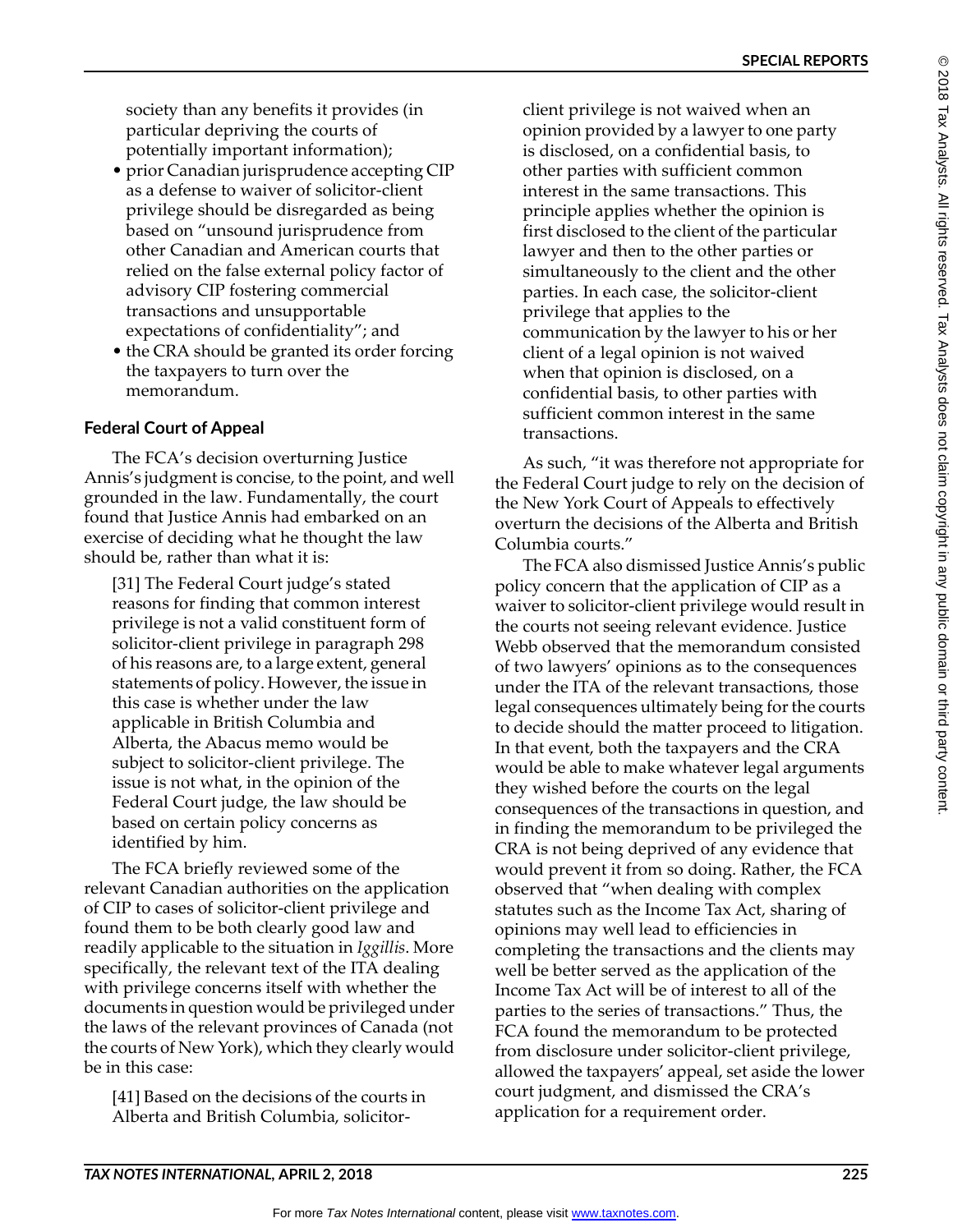society than any benefits it provides (in particular depriving the courts of potentially important information);

- prior Canadian jurisprudence accepting CIP as a defense to waiver of solicitor-client privilege should be disregarded as being based on "unsound jurisprudence from other Canadian and American courts that relied on the false external policy factor of advisory CIP fostering commercial transactions and unsupportable expectations of confidentiality"; and
- the CRA should be granted its order forcing the taxpayers to turn over the memorandum.

### Federal Court of Appeal

The FCA's decision overturning Justice Annis's judgment is concise, to the point, and well grounded in the law. Fundamentally, the court found that Justice Annis had embarked on an exercise of deciding what he thought the law should be, rather than what it is:

> [31] The Federal Court judge's stated reasons for finding that common interest privilege is not a valid constituent form of solicitor-client privilege in paragraph 298 of his reasons are, to a large extent, general statements of policy. However, the issue in this case is whether under the law applicable in British Columbia and Alberta, the Abacus memo would be subject to solicitor-client privilege. The issue is not what, in the opinion of the Federal Court judge, the law should be based on certain policy concerns as identified by him.

The FCA briefly reviewed some of the relevant Canadian authorities on the application of CIP to cases of solicitor-client privilege and found them to be both clearly good law and readily applicable to the situation in *Iggillis*. More specifically, the relevant text of the ITA dealing with privilege concerns itself with whether the documents in question would be privileged under the laws of the relevant provinces of Canada (not the courts of New York), which they clearly would be in this case:

> [41] Based on the decisions of the courts in Alberta and British Columbia, solicitor-client privilege is not waived when an opinion provided by a lawyer to one party is disclosed, on a confidential basis, to other parties with sufficient common interest in the same transactions. This principle applies whether the opinion is first disclosed to the client of the particular lawyer and then to the other parties or simultaneously to the client and the other parties. In each case, the solicitor-client privilege that applies to the communication by the lawyer to his or her client of a legal opinion is not waived when that opinion is disclosed, on a confidential basis, to other parties with sufficient common interest in the same transactions.

As such, "it was therefore not appropriate for the Federal Court judge to rely on the decision of the New York Court of Appeals to effectively overturn the decisions of the Alberta and British Columbia courts."

The FCA also dismissed Justice Annis's public policy concern that the application of CIP as a waiver to solicitor-client privilege would result in the courts not seeing relevant evidence. Justice Webb observed that the memorandum consisted of two lawyers' opinions as to the consequences under the ITA of the relevant transactions, those legal consequences ultimately being for the courts to decide should the matter proceed to litigation. In that event, both the taxpayers and the CRA would be able to make whatever legal arguments they wished before the courts on the legal consequences of the transactions in question, and in finding the memorandum to be privileged the CRA is not being deprived of any evidence that would prevent it from so doing. Rather, the FCA observed that "when dealing with complex statutes such as the Income Tax Act, sharing of opinions may well lead to efficiencies in completing the transactions and the clients may well be better served as the application of the Income Tax Act will be of interest to all of the parties to the series of transactions." Thus, the FCA found the memorandum to be protected from disclosure under solicitor-client privilege, allowed the taxpayers' appeal, set aside the lower court judgment, and dismissed the CRA's application for a requirement order.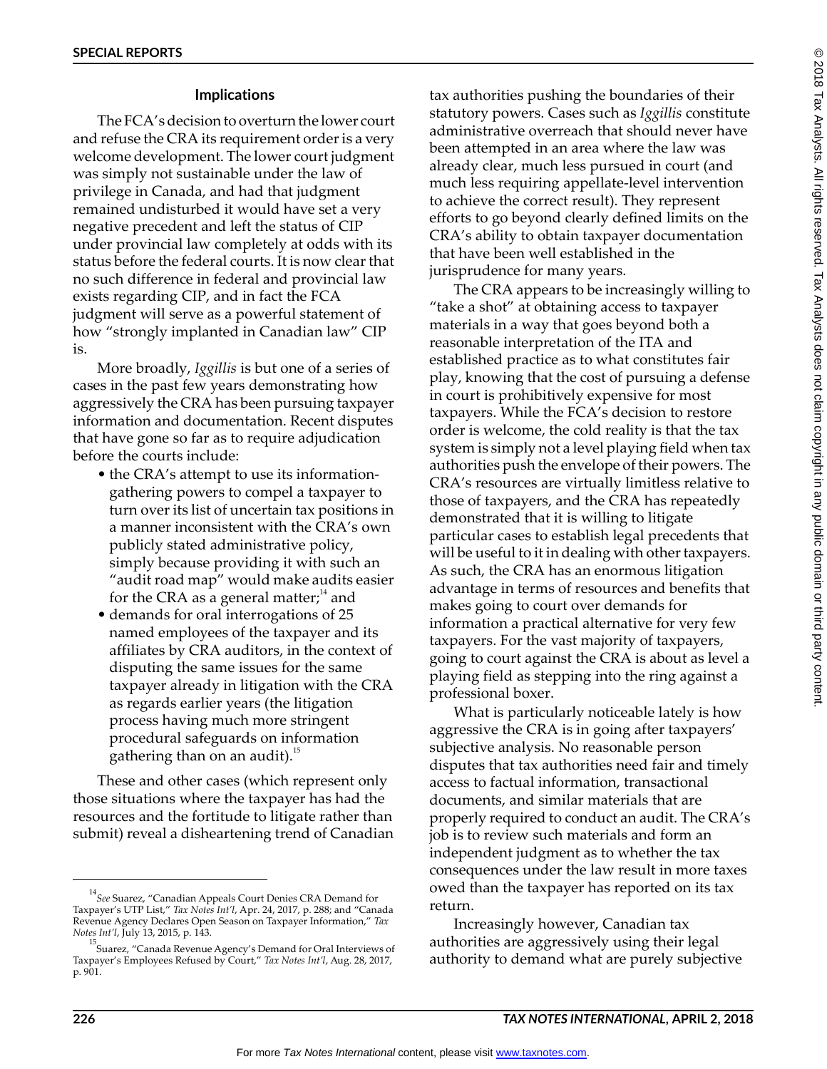### Implications

The FCA's decision to overturn the lower court and refuse the CRA its requirement order is a very welcome development. The lower court judgment was simply not sustainable under the law of privilege in Canada, and had that judgment remained undisturbed it would have set a very negative precedent and left the status of CIP under provincial law completely at odds with its status before the federal courts. It is now clear that no such difference in federal and provincial law exists regarding CIP, and in fact the FCA judgment will serve as a powerful statement of how "strongly implanted in Canadian law" CIP is.

More broadly, *Iggillis* is but one of a series of cases in the past few years demonstrating how aggressively the CRA has been pursuing taxpayer information and documentation. Recent disputes that have gone so far as to require adjudication before the courts include:

- the CRA's attempt to use its information-gathering powers to compel a taxpayer to turn over its list of uncertain tax positions in a manner inconsistent with the CRA's own publicly stated administrative policy, simply because providing it with such an "audit road map" would make audits easier for the CRA as a general matter;[14] and
- demands for oral interrogations of 25 named employees of the taxpayer and its affiliates by CRA auditors, in the context of disputing the same issues for the same taxpayer already in litigation with the CRA as regards earlier years (the litigation process having much more stringent procedural safeguards on information gathering than on an audit).[15]

These and other cases (which represent only those situations where the taxpayer has had the resources and the fortitude to litigate rather than submit) reveal a disheartening trend of Canadian tax authorities pushing the boundaries of their statutory powers. Cases such as *Iggillis* constitute administrative overreach that should never have been attempted in an area where the law was already clear, much less pursued in court (and much less requiring appellate-level intervention to achieve the correct result). They represent efforts to go beyond clearly defined limits on the CRA's ability to obtain taxpayer documentation that have been well established in the jurisprudence for many years.

The CRA appears to be increasingly willing to "take a shot" at obtaining access to taxpayer materials in a way that goes beyond both a reasonable interpretation of the ITA and established practice as to what constitutes fair play, knowing that the cost of pursuing a defense in court is prohibitively expensive for most taxpayers. While the FCA's decision to restore order is welcome, the cold reality is that the tax system is simply not a level playing field when tax authorities push the envelope of their powers. The CRA's resources are virtually limitless relative to those of taxpayers, and the CRA has repeatedly demonstrated that it is willing to litigate particular cases to establish legal precedents that will be useful to it in dealing with other taxpayers. As such, the CRA has an enormous litigation advantage in terms of resources and benefits that makes going to court over demands for information a practical alternative for very few taxpayers. For the vast majority of taxpayers, going to court against the CRA is about as level a playing field as stepping into the ring against a professional boxer.

What is particularly noticeable lately is how aggressive the CRA is in going after taxpayers' subjective analysis. No reasonable person disputes that tax authorities need fair and timely access to factual information, transactional documents, and similar materials that are properly required to conduct an audit. The CRA's job is to review such materials and form an independent judgment as to whether the tax consequences under the law result in more taxes owed than the taxpayer has reported on its tax return.

Increasingly however, Canadian tax authorities are aggressively using their legal authority to demand what are purely subjective

---

[14] *See* Suarez, "Canadian Appeals Court Denies CRA Demand for Taxpayer's UTP List," *Tax Notes Int'l*, Apr. 24, 2017, p. 288; and "Canada Revenue Agency Declares Open Season on Taxpayer Information," *Tax Notes Int'l*, July 13, 2015, p. 143.

[15] Suarez, "Canada Revenue Agency's Demand for Oral Interviews of Taxpayer's Employees Refused by Court," *Tax Notes Int'l*, Aug. 28, 2017, p. 901.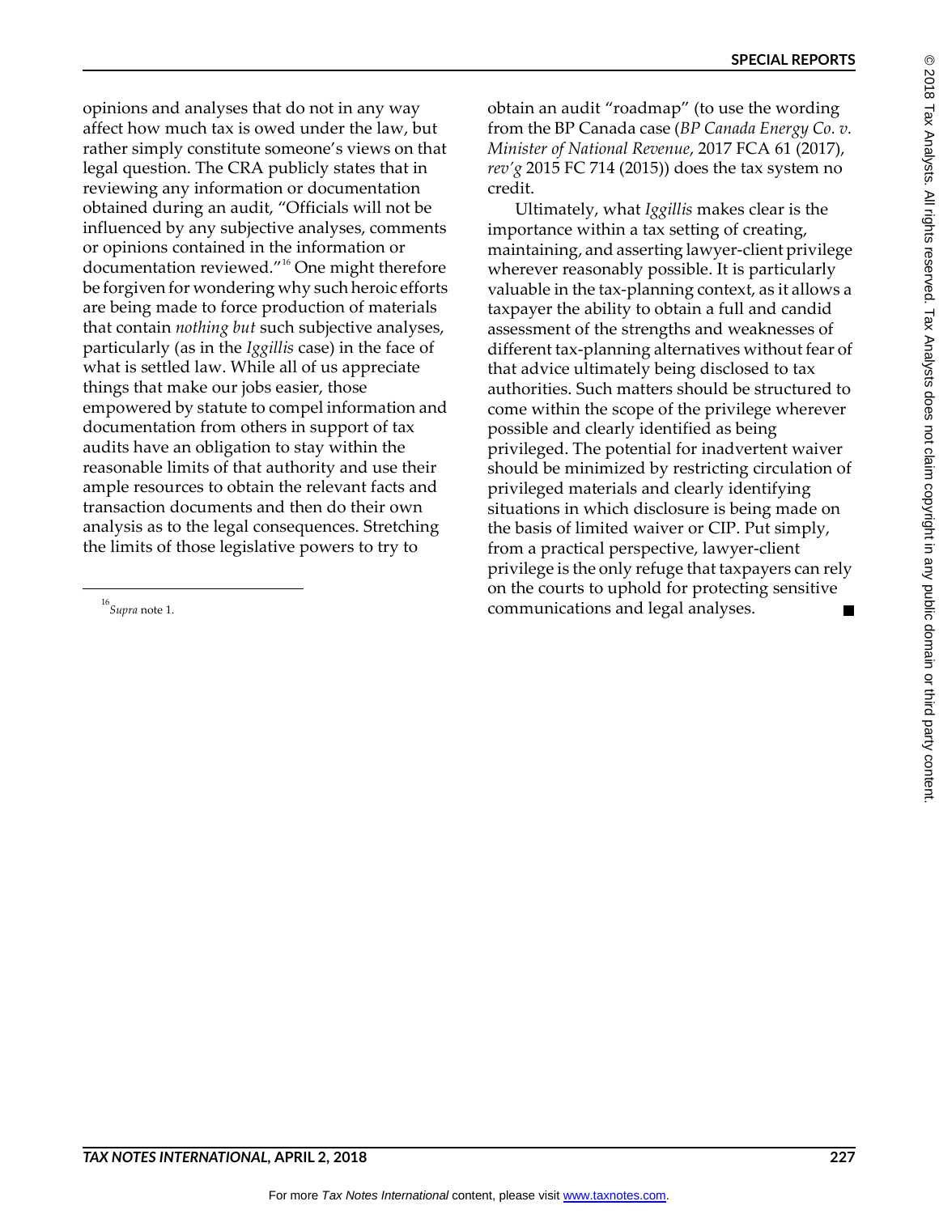opinions and analyses that do not in any way affect how much tax is owed under the law, but rather simply constitute someone's views on that legal question. The CRA publicly states that in reviewing any information or documentation obtained during an audit, "Officials will not be influenced by any subjective analyses, comments or opinions contained in the information or documentation reviewed."[16] One might therefore be forgiven for wondering why such heroic efforts are being made to force production of materials that contain *nothing but* such subjective analyses, particularly (as in the *Iggillis* case) in the face of what is settled law. While all of us appreciate things that make our jobs easier, those empowered by statute to compel information and documentation from others in support of tax audits have an obligation to stay within the reasonable limits of that authority and use their ample resources to obtain the relevant facts and transaction documents and then do their own analysis as to the legal consequences. Stretching the limits of those legislative powers to try to obtain an audit "roadmap" (to use the wording from the BP Canada case (*BP Canada Energy Co. v. Minister of National Revenue*, 2017 FCA 61 (2017), *rev'g* 2015 FC 714 (2015)) does the tax system no credit.

Ultimately, what *Iggillis* makes clear is the importance within a tax setting of creating, maintaining, and asserting lawyer-client privilege wherever reasonably possible. It is particularly valuable in the tax-planning context, as it allows a taxpayer the ability to obtain a full and candid assessment of the strengths and weaknesses of different tax-planning alternatives without fear of that advice ultimately being disclosed to tax authorities. Such matters should be structured to come within the scope of the privilege wherever possible and clearly identified as being privileged. The potential for inadvertent waiver should be minimized by restricting circulation of privileged materials and clearly identifying situations in which disclosure is being made on the basis of limited waiver or CIP. Put simply, from a practical perspective, lawyer-client privilege is the only refuge that taxpayers can rely on the courts to uphold for protecting sensitive communications and legal analyses. ■

---

[16] *Supra* note 1.